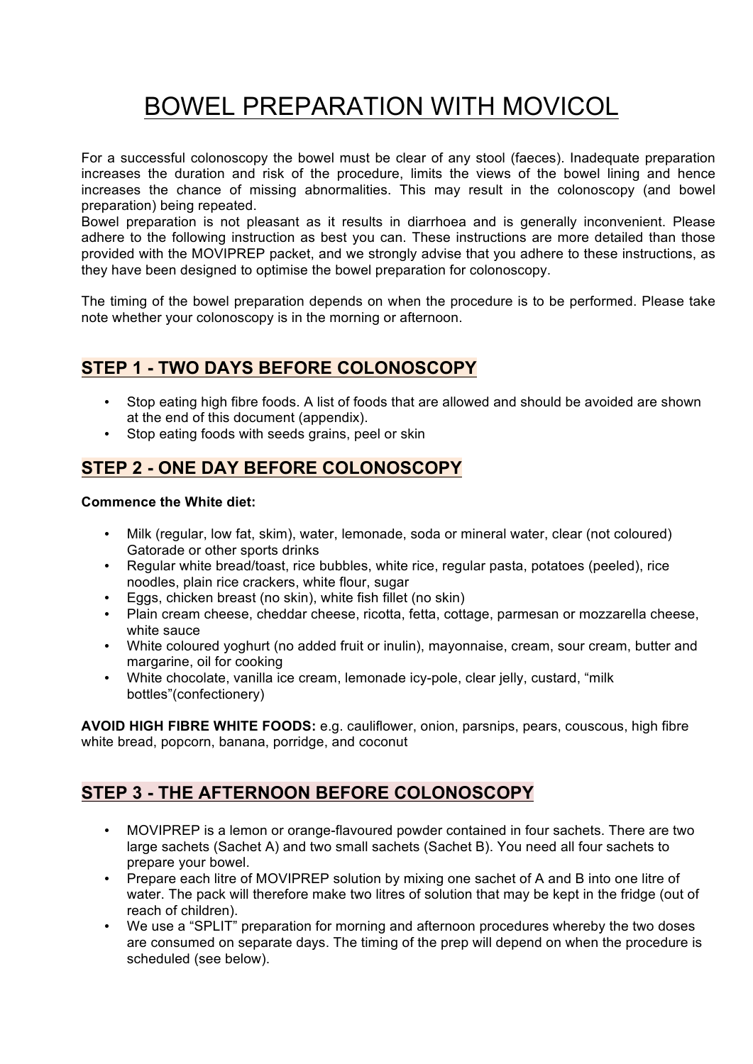# BOWEL PREPARATION WITH MOVICOL

For a successful colonoscopy the bowel must be clear of any stool (faeces). Inadequate preparation increases the duration and risk of the procedure, limits the views of the bowel lining and hence increases the chance of missing abnormalities. This may result in the colonoscopy (and bowel preparation) being repeated.
Bowel preparation is not pleasant as it results in diarrhoea and is generally inconvenient. Please adhere to the following instruction as best you can. These instructions are more detailed than those provided with the MOVIPREP packet, and we strongly advise that you adhere to these instructions, as they have been designed to optimise the bowel preparation for colonoscopy.

The timing of the bowel preparation depends on when the procedure is to be performed. Please take note whether your colonoscopy is in the morning or afternoon.

## STEP 1 - TWO DAYS BEFORE COLONOSCOPY

- Stop eating high fibre foods. A list of foods that are allowed and should be avoided are shown at the end of this document (appendix).
- Stop eating foods with seeds grains, peel or skin

## STEP 2 - ONE DAY BEFORE COLONOSCOPY

**Commence the White diet:**

- Milk (regular, low fat, skim), water, lemonade, soda or mineral water, clear (not coloured) Gatorade or other sports drinks
- Regular white bread/toast, rice bubbles, white rice, regular pasta, potatoes (peeled), rice noodles, plain rice crackers, white flour, sugar
- Eggs, chicken breast (no skin), white fish fillet (no skin)
- Plain cream cheese, cheddar cheese, ricotta, fetta, cottage, parmesan or mozzarella cheese, white sauce
- White coloured yoghurt (no added fruit or inulin), mayonnaise, cream, sour cream, butter and margarine, oil for cooking
- White chocolate, vanilla ice cream, lemonade icy-pole, clear jelly, custard, "milk bottles"(confectionery)

**AVOID HIGH FIBRE WHITE FOODS:** e.g. cauliflower, onion, parsnips, pears, couscous, high fibre white bread, popcorn, banana, porridge, and coconut

## STEP 3 - THE AFTERNOON BEFORE COLONOSCOPY

- MOVIPREP is a lemon or orange-flavoured powder contained in four sachets. There are two large sachets (Sachet A) and two small sachets (Sachet B). You need all four sachets to prepare your bowel.
- Prepare each litre of MOVIPREP solution by mixing one sachet of A and B into one litre of water. The pack will therefore make two litres of solution that may be kept in the fridge (out of reach of children).
- We use a "SPLIT" preparation for morning and afternoon procedures whereby the two doses are consumed on separate days. The timing of the prep will depend on when the procedure is scheduled (see below).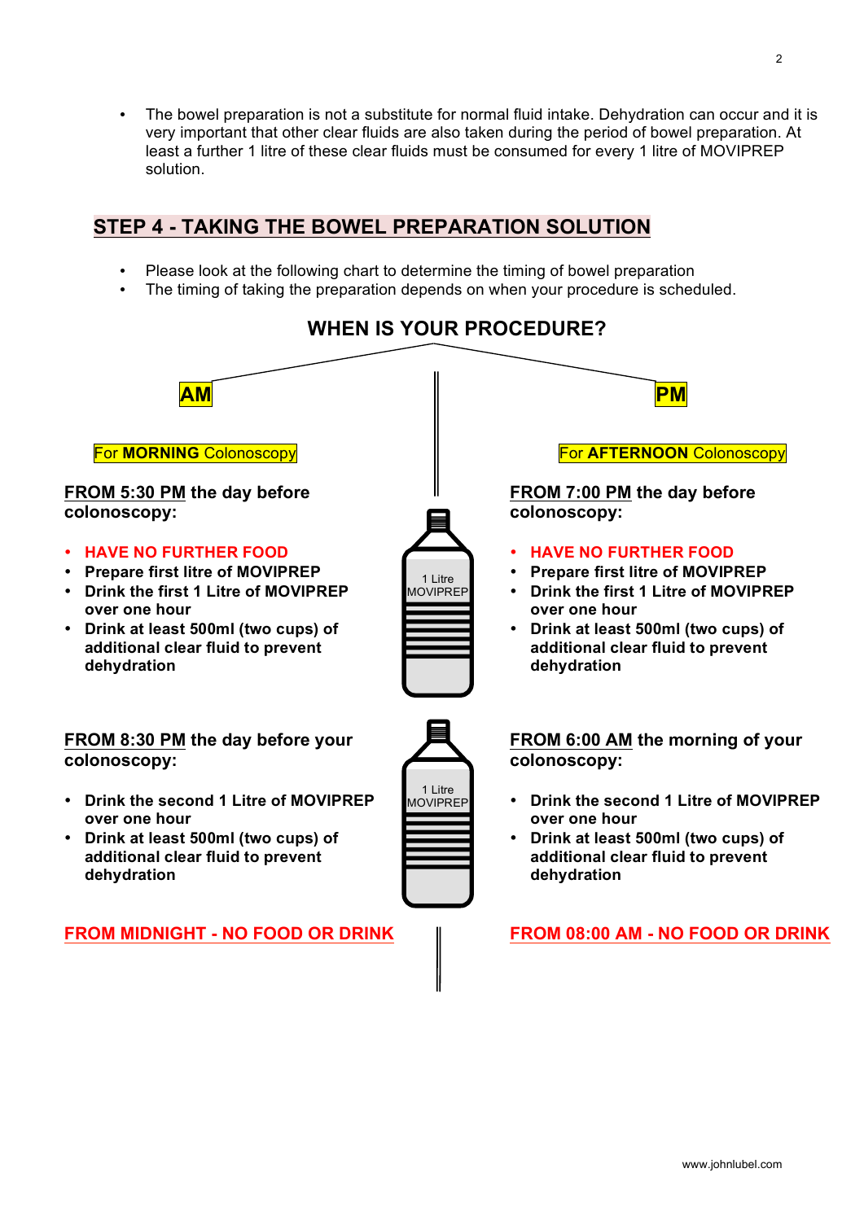- The bowel preparation is not a substitute for normal fluid intake. Dehydration can occur and it is very important that other clear fluids are also taken during the period of bowel preparation. At least a further 1 litre of these clear fluids must be consumed for every 1 litre of MOVIPREP solution.

## STEP 4 - TAKING THE BOWEL PREPARATION SOLUTION

- Please look at the following chart to determine the timing of bowel preparation
- The timing of taking the preparation depends on when your procedure is scheduled.

### WHEN IS YOUR PROCEDURE?

### AM

For **MORNING** Colonoscopy

**FROM 5:30 PM the day before colonoscopy:**

- **HAVE NO FURTHER FOOD**
- **Prepare first litre of MOVIPREP**
- **Drink the first 1 Litre of MOVIPREP over one hour**
- **Drink at least 500ml (two cups) of additional clear fluid to prevent dehydration**

**FROM 8:30 PM the day before your colonoscopy:**

- **Drink the second 1 Litre of MOVIPREP over one hour**
- **Drink at least 500ml (two cups) of additional clear fluid to prevent dehydration**

**FROM MIDNIGHT - NO FOOD OR DRINK**

### PM

For **AFTERNOON** Colonoscopy

**FROM 7:00 PM the day before colonoscopy:**

- **HAVE NO FURTHER FOOD**
- **Prepare first litre of MOVIPREP**
- **Drink the first 1 Litre of MOVIPREP over one hour**
- **Drink at least 500ml (two cups) of additional clear fluid to prevent dehydration**

**FROM 6:00 AM the morning of your colonoscopy:**

- **Drink the second 1 Litre of MOVIPREP over one hour**
- **Drink at least 500ml (two cups) of additional clear fluid to prevent dehydration**

**FROM 08:00 AM - NO FOOD OR DRINK**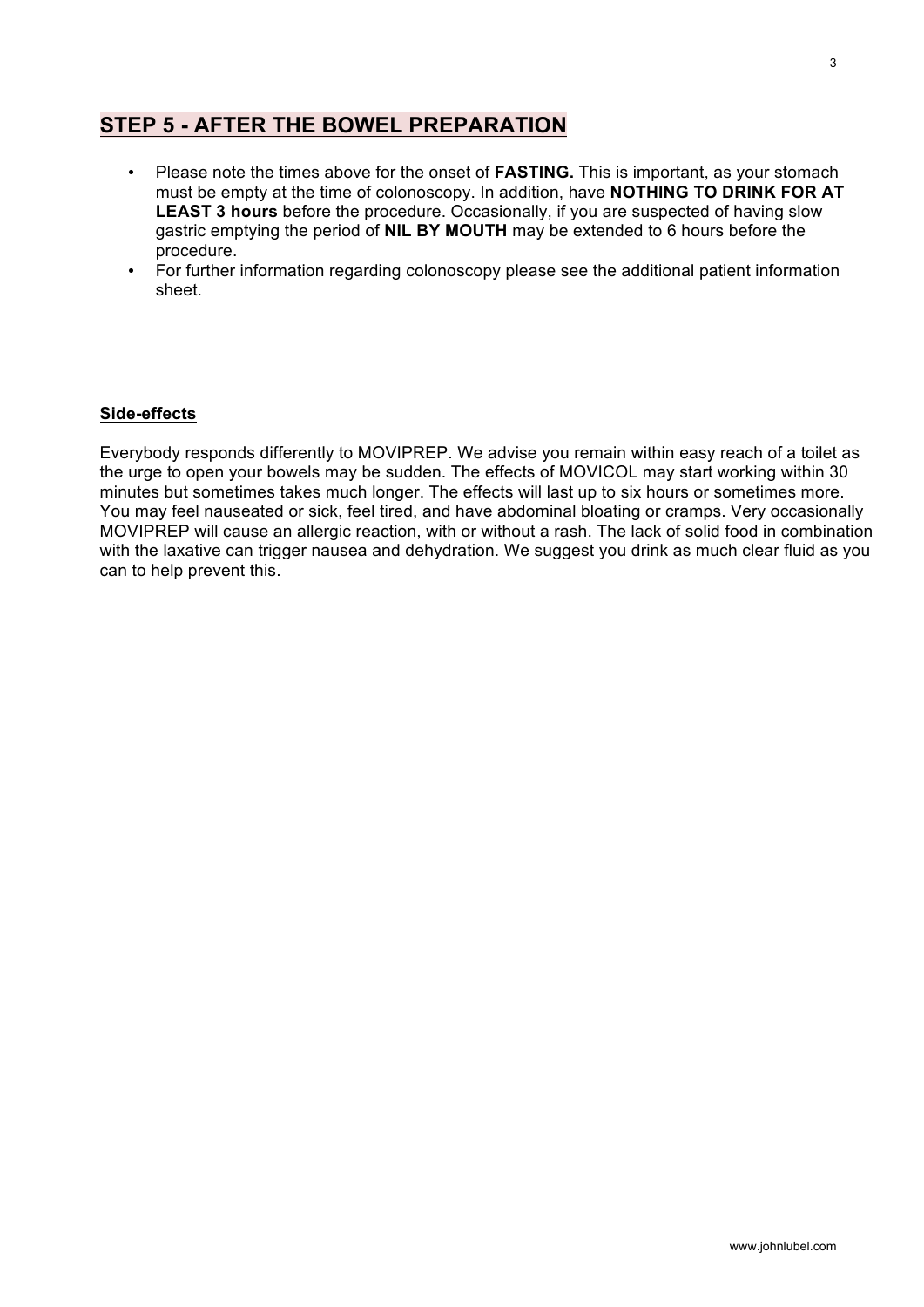## **STEP 5 - AFTER THE BOWEL PREPARATION**

- Please note the times above for the onset of **FASTING.** This is important, as your stomach must be empty at the time of colonoscopy. In addition, have **NOTHING TO DRINK FOR AT LEAST 3 hours** before the procedure. Occasionally, if you are suspected of having slow gastric emptying the period of **NIL BY MOUTH** may be extended to 6 hours before the procedure.
- For further information regarding colonoscopy please see the additional patient information sheet.

### **Side-effects**

Everybody responds differently to MOVIPREP. We advise you remain within easy reach of a toilet as the urge to open your bowels may be sudden. The effects of MOVICOL may start working within 30 minutes but sometimes takes much longer. The effects will last up to six hours or sometimes more. You may feel nauseated or sick, feel tired, and have abdominal bloating or cramps. Very occasionally MOVIPREP will cause an allergic reaction, with or without a rash. The lack of solid food in combination with the laxative can trigger nausea and dehydration. We suggest you drink as much clear fluid as you can to help prevent this.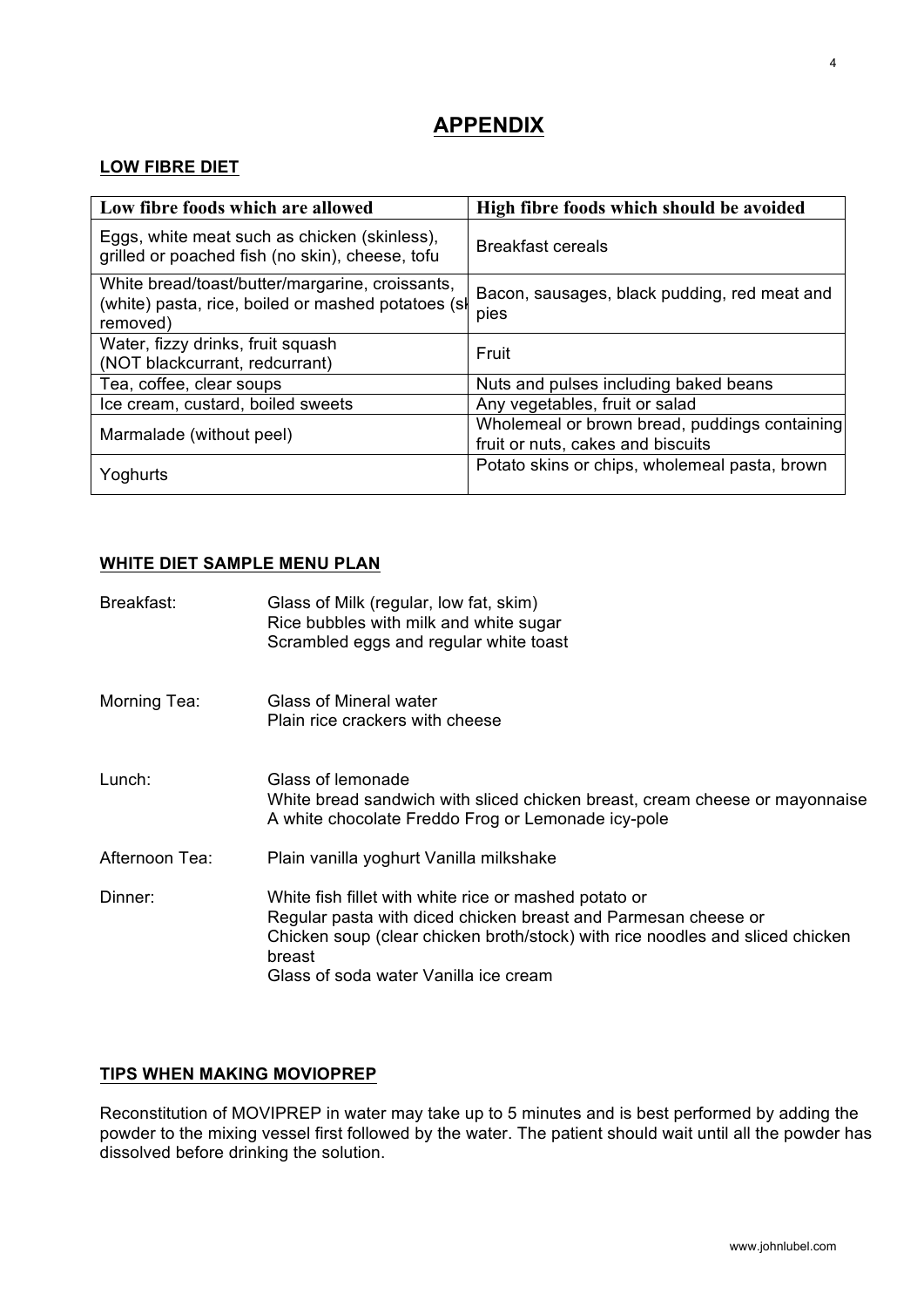# APPENDIX

## LOW FIBRE DIET

| Low fibre foods which are allowed | High fibre foods which should be avoided |
|---|---|
| Eggs, white meat such as chicken (skinless), grilled or poached fish (no skin), cheese, tofu | Breakfast cereals |
| White bread/toast/butter/margarine, croissants, (white) pasta, rice, boiled or mashed potatoes (sk removed) | Bacon, sausages, black pudding, red meat and pies |
| Water, fizzy drinks, fruit squash (NOT blackcurrant, redcurrant) | Fruit |
| Tea, coffee, clear soups | Nuts and pulses including baked beans |
| Ice cream, custard, boiled sweets | Any vegetables, fruit or salad |
| Marmalade (without peel) | Wholemeal or brown bread, puddings containing fruit or nuts, cakes and biscuits |
| Yoghurts | Potato skins or chips, wholemeal pasta, brown |

## WHITE DIET SAMPLE MENU PLAN

**Breakfast:**
Glass of Milk (regular, low fat, skim)
Rice bubbles with milk and white sugar
Scrambled eggs and regular white toast

**Morning Tea:**
Glass of Mineral water
Plain rice crackers with cheese

**Lunch:**
Glass of lemonade
White bread sandwich with sliced chicken breast, cream cheese or mayonnaise
A white chocolate Freddo Frog or Lemonade icy-pole

**Afternoon Tea:**
Plain vanilla yoghurt Vanilla milkshake

**Dinner:**
White fish fillet with white rice or mashed potato or
Regular pasta with diced chicken breast and Parmesan cheese or
Chicken soup (clear chicken broth/stock) with rice noodles and sliced chicken breast
Glass of soda water Vanilla ice cream

## TIPS WHEN MAKING MOVIOPREP

Reconstitution of MOVIPREP in water may take up to 5 minutes and is best performed by adding the powder to the mixing vessel first followed by the water. The patient should wait until all the powder has dissolved before drinking the solution.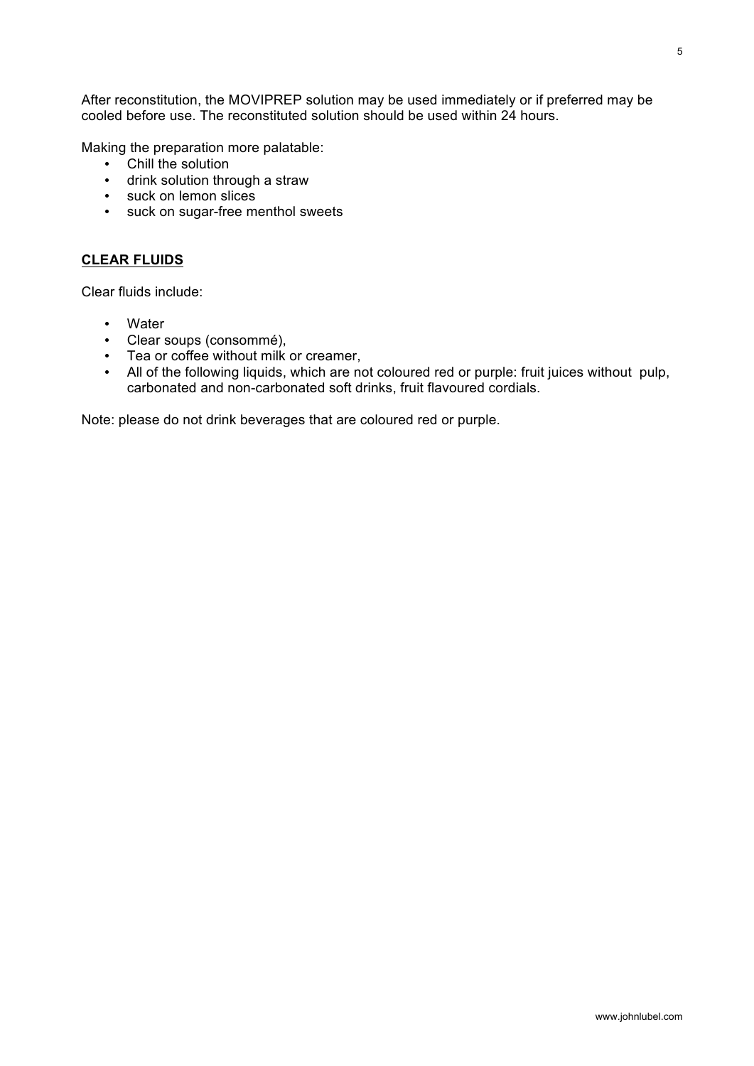After reconstitution, the MOVIPREP solution may be used immediately or if preferred may be cooled before use. The reconstituted solution should be used within 24 hours.

Making the preparation more palatable:

- Chill the solution
- drink solution through a straw
- suck on lemon slices
- suck on sugar-free menthol sweets

## CLEAR FLUIDS

Clear fluids include:

- Water
- Clear soups (consommé),
- Tea or coffee without milk or creamer,
- All of the following liquids, which are not coloured red or purple: fruit juices without pulp, carbonated and non-carbonated soft drinks, fruit flavoured cordials.

Note: please do not drink beverages that are coloured red or purple.